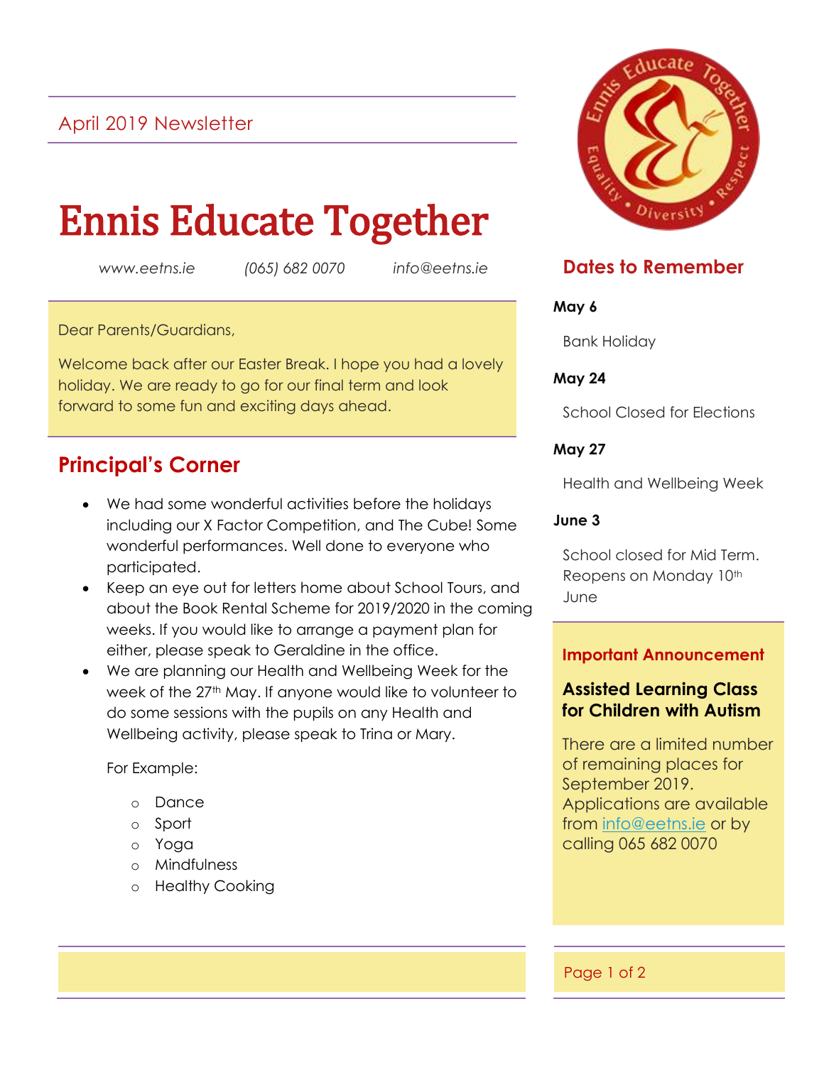April 2019 Newsletter

# Ennis Educate Together

*www.eetns.ie* *(065) 682 0070* *info@eetns.ie*

Dear Parents/Guardians,

Welcome back after our Easter Break. I hope you had a lovely holiday. We are ready to go for our final term and look forward to some fun and exciting days ahead.

## Principal's Corner

- We had some wonderful activities before the holidays including our X Factor Competition, and The Cube! Some wonderful performances. Well done to everyone who participated.
- Keep an eye out for letters home about School Tours, and about the Book Rental Scheme for 2019/2020 in the coming weeks. If you would like to arrange a payment plan for either, please speak to Geraldine in the office.
- We are planning our Health and Wellbeing Week for the week of the 27th May. If anyone would like to volunteer to do some sessions with the pupils on any Health and Wellbeing activity, please speak to Trina or Mary.

  For Example:

  - Dance
  - Sport
  - Yoga
  - Mindfulness
  - Healthy Cooking

## Dates to Remember

**May 6**

Bank Holiday

**May 24**

School Closed for Elections

**May 27**

Health and Wellbeing Week

**June 3**

School closed for Mid Term. Reopens on Monday 10th June

### Important Announcement

**Assisted Learning Class for Children with Autism**

There are a limited number of remaining places for September 2019. Applications are available from info@eetns.ie or by calling 065 682 0070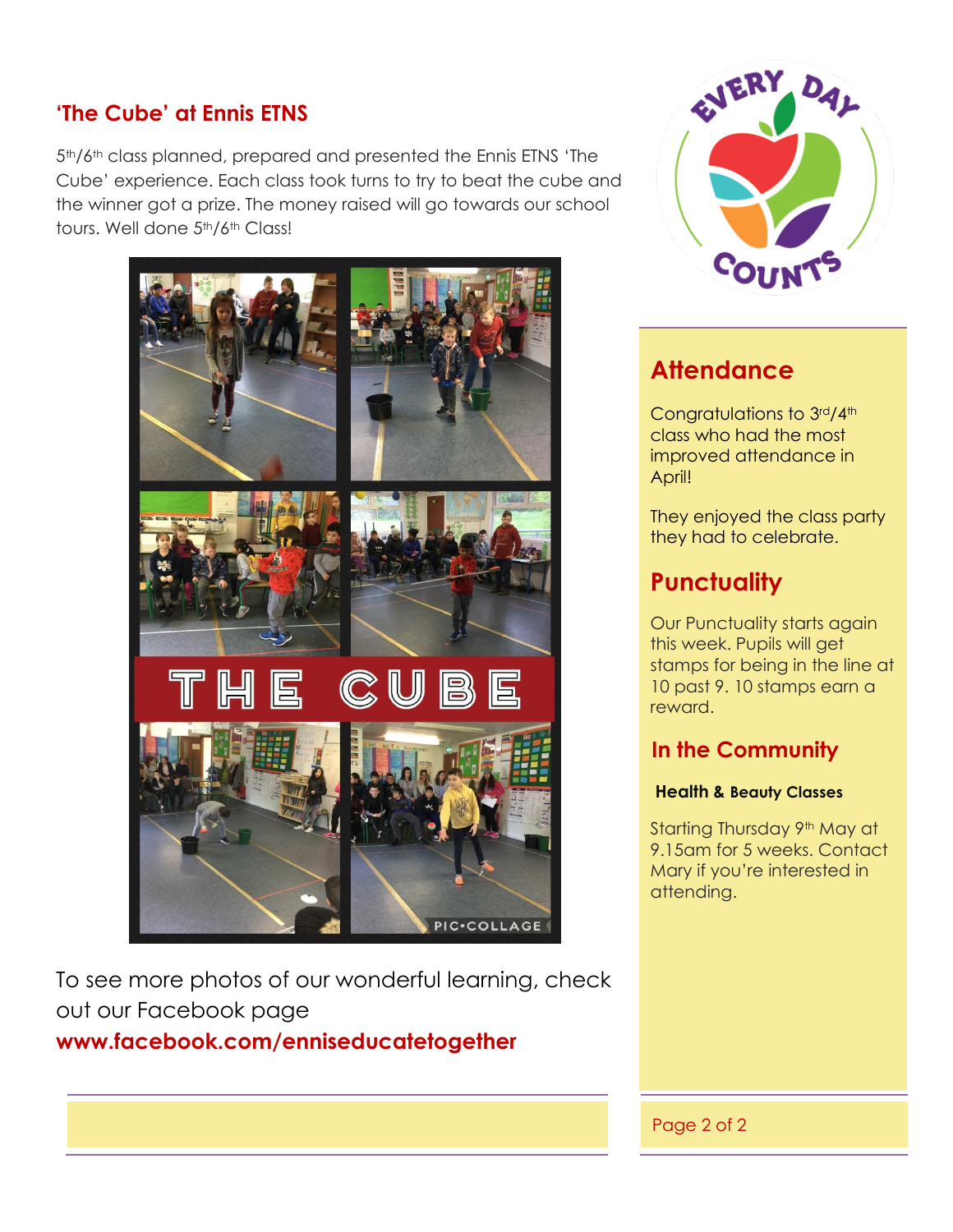## 'The Cube' at Ennis ETNS

5th/6th class planned, prepared and presented the Ennis ETNS 'The Cube' experience. Each class took turns to try to beat the cube and the winner got a prize. The money raised will go towards our school tours. Well done 5th/6th Class!

To see more photos of our wonderful learning, check out our Facebook page

**www.facebook.com/enniseducatetogether**

## Attendance

Congratulations to 3rd/4th class who had the most improved attendance in April!

They enjoyed the class party they had to celebrate.

## Punctuality

Our Punctuality starts again this week. Pupils will get stamps for being in the line at 10 past 9. 10 stamps earn a reward.

## In the Community

**Health & Beauty Classes**

Starting Thursday 9th May at 9.15am for 5 weeks. Contact Mary if you're interested in attending.